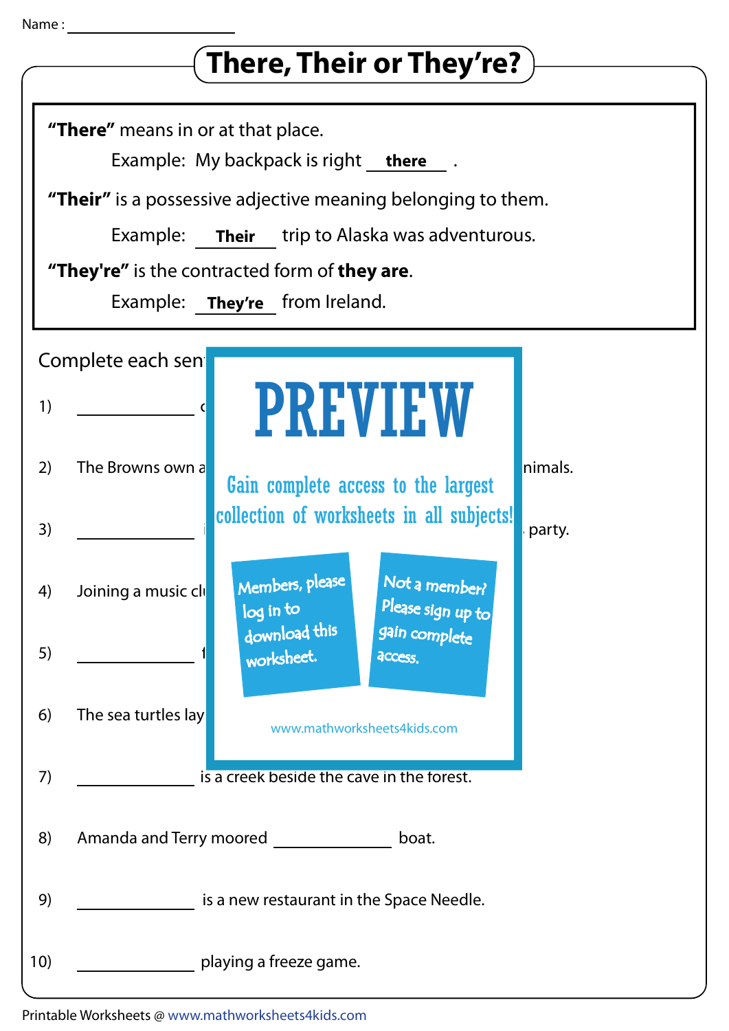Name : ____________________

# There, Their or They're?

**"There"** means in or at that place.

Example: My backpack is right **there** .

**"Their"** is a possessive adjective meaning belonging to them.

Example: **Their** trip to Alaska was adventurous.

**"They're"** is the contracted form of **they are**.

Example: **They're** from Ireland.

Complete each sen

1) ____________ c

2) The Browns own a nimals.

3) ____________ i party.

4) Joining a music cl

5) ____________ f

6) The sea turtles lay

7) ____________ is a creek beside the cave in the forest.

8) Amanda and Terry moored ____________ boat.

9) ____________ is a new restaurant in the Space Needle.

10) ____________ playing a freeze game.

PREVIEW

Gain complete access to the largest collection of worksheets in all subjects!

Members, please log in to download this worksheet.

Not a member? Please sign up to gain complete access.

www.mathworksheets4kids.com

Printable Worksheets @ www.mathworksheets4kids.com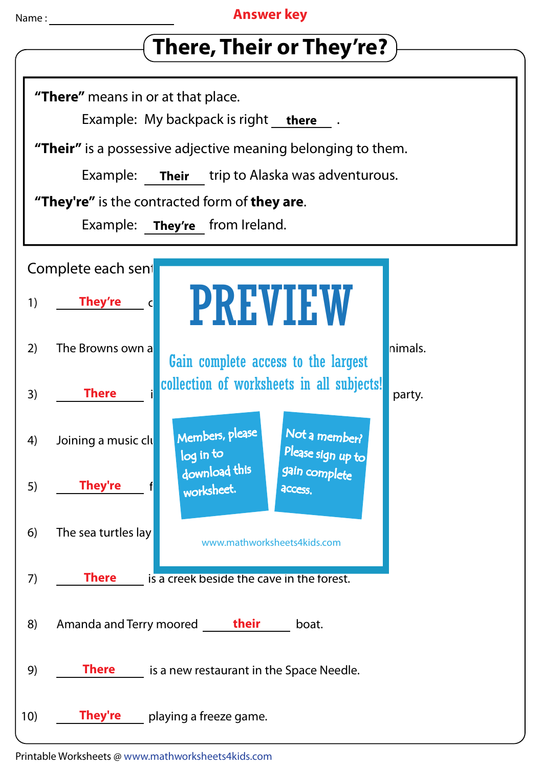Name :

**Answer key**

# There, Their or They're?

**"There"** means in or at that place.

Example: My backpack is right **there** .

**"Their"** is a possessive adjective meaning belonging to them.

Example: **Their** trip to Alaska was adventurous.

**"They're"** is the contracted form of **they are**.

Example: **They're** from Ireland.

Complete each sent

1) **They're** c

2) The Browns own a nimals.

3) **There** i party.

4) Joining a music clu

5) **They're** f

6) The sea turtles lay

7) **There** is a creek beside the cave in the forest.

8) Amanda and Terry moored **their** boat.

9) **There** is a new restaurant in the Space Needle.

10) **They're** playing a freeze game.

PREVIEW

Gain complete access to the largest collection of worksheets in all subjects!

Members, please log in to download this worksheet.

Not a member? Please sign up to gain complete access.

www.mathworksheets4kids.com

Printable Worksheets @ www.mathworksheets4kids.com